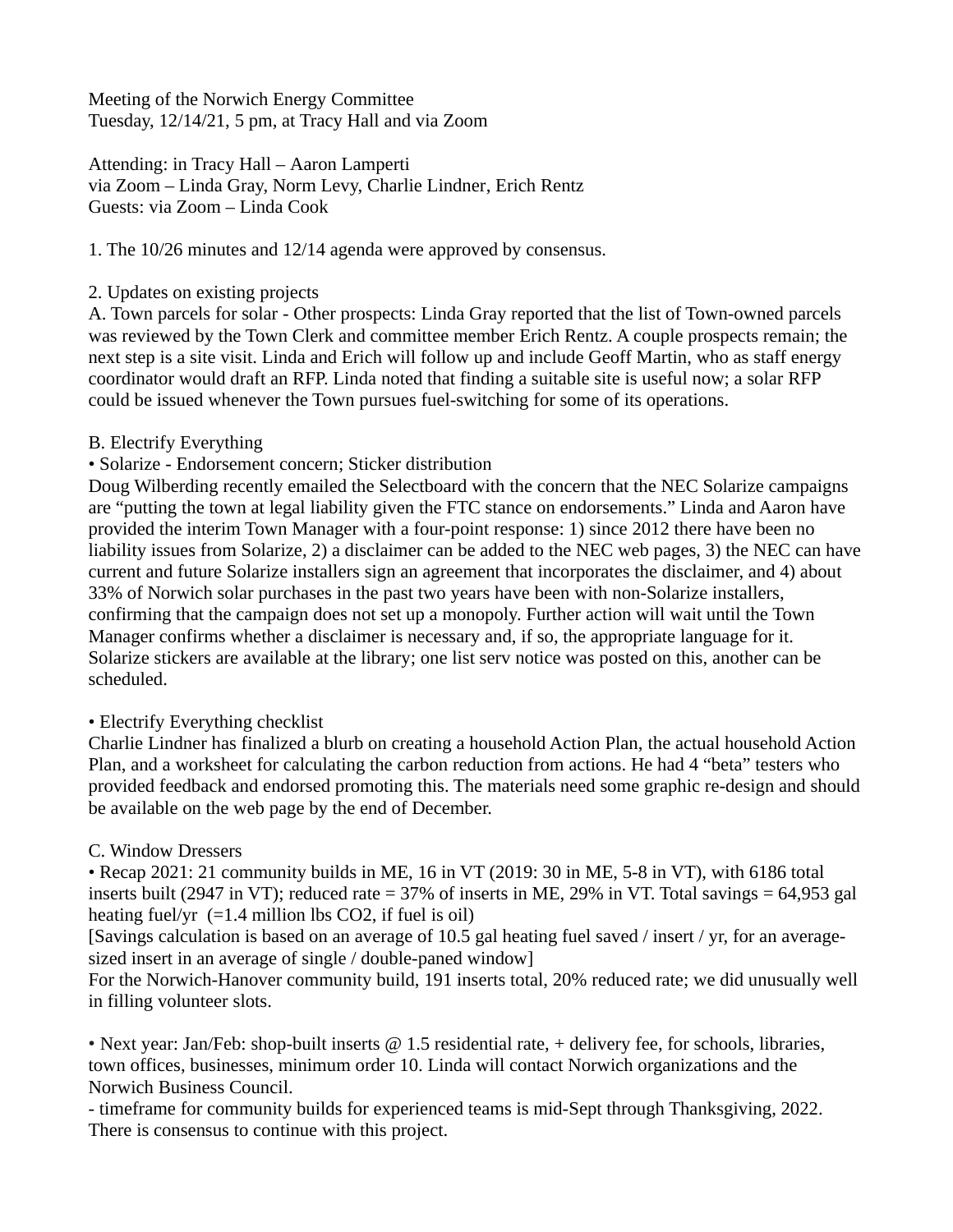Meeting of the Norwich Energy Committee
Tuesday, 12/14/21, 5 pm, at Tracy Hall and via Zoom

Attending: in Tracy Hall – Aaron Lamperti
via Zoom – Linda Gray, Norm Levy, Charlie Lindner, Erich Rentz
Guests: via Zoom – Linda Cook

1. The 10/26 minutes and 12/14 agenda were approved by consensus.

2. Updates on existing projects

A. Town parcels for solar - Other prospects: Linda Gray reported that the list of Town-owned parcels was reviewed by the Town Clerk and committee member Erich Rentz. A couple prospects remain; the next step is a site visit. Linda and Erich will follow up and include Geoff Martin, who as staff energy coordinator would draft an RFP. Linda noted that finding a suitable site is useful now; a solar RFP could be issued whenever the Town pursues fuel-switching for some of its operations.

B. Electrify Everything

• Solarize - Endorsement concern; Sticker distribution

Doug Wilberding recently emailed the Selectboard with the concern that the NEC Solarize campaigns are "putting the town at legal liability given the FTC stance on endorsements." Linda and Aaron have provided the interim Town Manager with a four-point response: 1) since 2012 there have been no liability issues from Solarize, 2) a disclaimer can be added to the NEC web pages, 3) the NEC can have current and future Solarize installers sign an agreement that incorporates the disclaimer, and 4) about 33% of Norwich solar purchases in the past two years have been with non-Solarize installers, confirming that the campaign does not set up a monopoly. Further action will wait until the Town Manager confirms whether a disclaimer is necessary and, if so, the appropriate language for it. Solarize stickers are available at the library; one list serv notice was posted on this, another can be scheduled.

• Electrify Everything checklist

Charlie Lindner has finalized a blurb on creating a household Action Plan, the actual household Action Plan, and a worksheet for calculating the carbon reduction from actions. He had 4 "beta" testers who provided feedback and endorsed promoting this. The materials need some graphic re-design and should be available on the web page by the end of December.

C. Window Dressers

• Recap 2021: 21 community builds in ME, 16 in VT (2019: 30 in ME, 5-8 in VT), with 6186 total inserts built (2947 in VT); reduced rate = 37% of inserts in ME, 29% in VT. Total savings = 64,953 gal heating fuel/yr (=1.4 million lbs $CO_2$, if fuel is oil)

[Savings calculation is based on an average of 10.5 gal heating fuel saved / insert / yr, for an average-sized insert in an average of single / double-paned window]

For the Norwich-Hanover community build, 191 inserts total, 20% reduced rate; we did unusually well in filling volunteer slots.

• Next year: Jan/Feb: shop-built inserts @ 1.5 residential rate, + delivery fee, for schools, libraries, town offices, businesses, minimum order 10. Linda will contact Norwich organizations and the Norwich Business Council.

- timeframe for community builds for experienced teams is mid-Sept through Thanksgiving, 2022. There is consensus to continue with this project.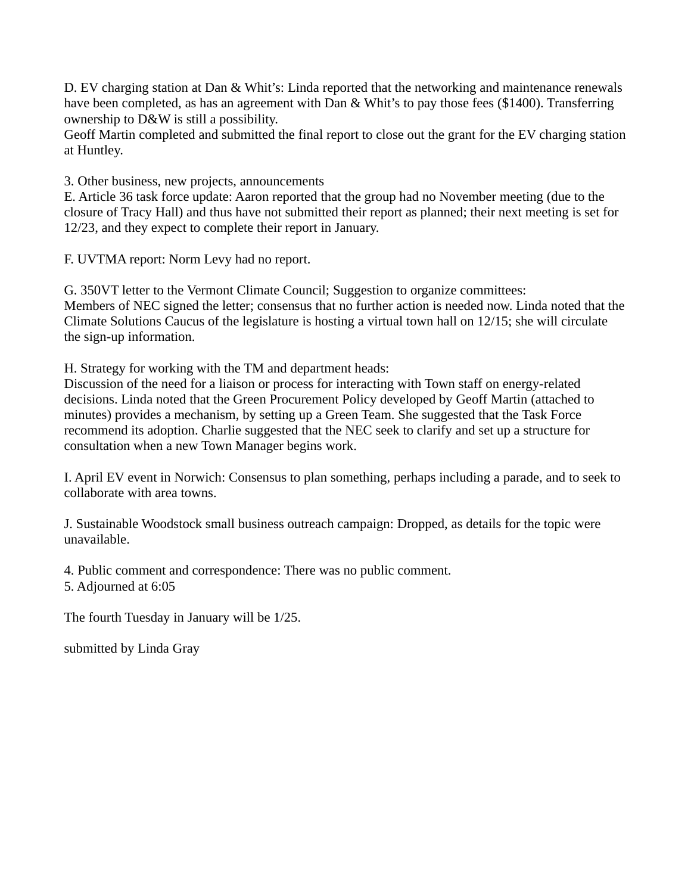D. EV charging station at Dan & Whit's: Linda reported that the networking and maintenance renewals have been completed, as has an agreement with Dan & Whit's to pay those fees ($1400). Transferring ownership to D&W is still a possibility.
Geoff Martin completed and submitted the final report to close out the grant for the EV charging station at Huntley.

3. Other business, new projects, announcements
E. Article 36 task force update: Aaron reported that the group had no November meeting (due to the closure of Tracy Hall) and thus have not submitted their report as planned; their next meeting is set for 12/23, and they expect to complete their report in January.

F. UVTMA report: Norm Levy had no report.

G. 350VT letter to the Vermont Climate Council; Suggestion to organize committees:
Members of NEC signed the letter; consensus that no further action is needed now. Linda noted that the Climate Solutions Caucus of the legislature is hosting a virtual town hall on 12/15; she will circulate the sign-up information.

H. Strategy for working with the TM and department heads:
Discussion of the need for a liaison or process for interacting with Town staff on energy-related decisions. Linda noted that the Green Procurement Policy developed by Geoff Martin (attached to minutes) provides a mechanism, by setting up a Green Team. She suggested that the Task Force recommend its adoption. Charlie suggested that the NEC seek to clarify and set up a structure for consultation when a new Town Manager begins work.

I. April EV event in Norwich: Consensus to plan something, perhaps including a parade, and to seek to collaborate with area towns.

J. Sustainable Woodstock small business outreach campaign: Dropped, as details for the topic were unavailable.

4. Public comment and correspondence: There was no public comment.
5. Adjourned at 6:05

The fourth Tuesday in January will be 1/25.

submitted by Linda Gray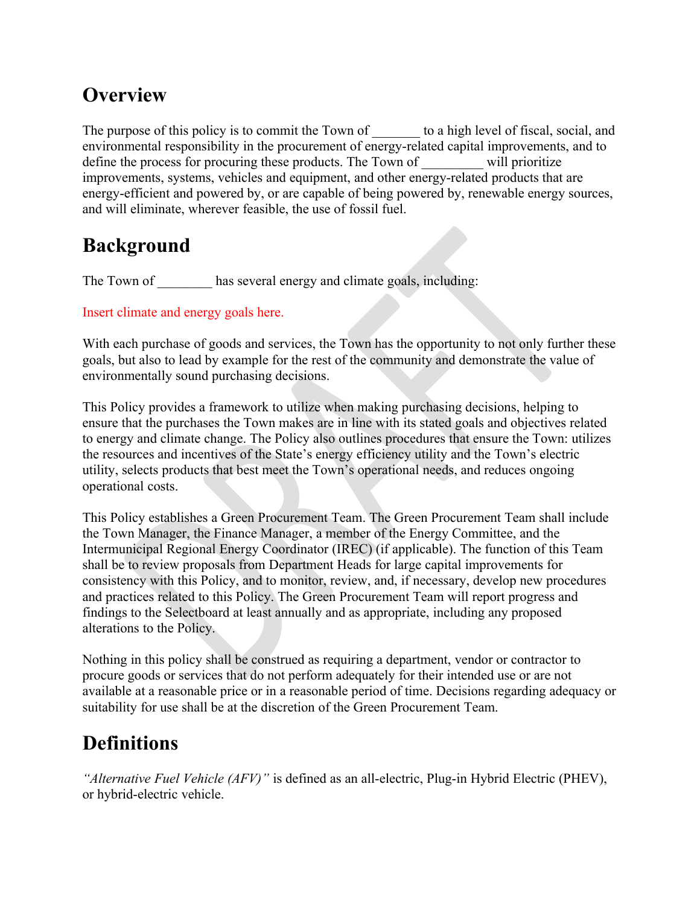## Overview

The purpose of this policy is to commit the Town of _______ to a high level of fiscal, social, and environmental responsibility in the procurement of energy-related capital improvements, and to define the process for procuring these products. The Town of _________ will prioritize improvements, systems, vehicles and equipment, and other energy-related products that are energy-efficient and powered by, or are capable of being powered by, renewable energy sources, and will eliminate, wherever feasible, the use of fossil fuel.

## Background

The Town of ________ has several energy and climate goals, including:

Insert climate and energy goals here.

With each purchase of goods and services, the Town has the opportunity to not only further these goals, but also to lead by example for the rest of the community and demonstrate the value of environmentally sound purchasing decisions.

This Policy provides a framework to utilize when making purchasing decisions, helping to ensure that the purchases the Town makes are in line with its stated goals and objectives related to energy and climate change. The Policy also outlines procedures that ensure the Town: utilizes the resources and incentives of the State's energy efficiency utility and the Town's electric utility, selects products that best meet the Town's operational needs, and reduces ongoing operational costs.

This Policy establishes a Green Procurement Team. The Green Procurement Team shall include the Town Manager, the Finance Manager, a member of the Energy Committee, and the Intermunicipal Regional Energy Coordinator (IREC) (if applicable). The function of this Team shall be to review proposals from Department Heads for large capital improvements for consistency with this Policy, and to monitor, review, and, if necessary, develop new procedures and practices related to this Policy. The Green Procurement Team will report progress and findings to the Selectboard at least annually and as appropriate, including any proposed alterations to the Policy.

Nothing in this policy shall be construed as requiring a department, vendor or contractor to procure goods or services that do not perform adequately for their intended use or are not available at a reasonable price or in a reasonable period of time. Decisions regarding adequacy or suitability for use shall be at the discretion of the Green Procurement Team.

## Definitions

*"Alternative Fuel Vehicle (AFV)"* is defined as an all-electric, Plug-in Hybrid Electric (PHEV), or hybrid-electric vehicle.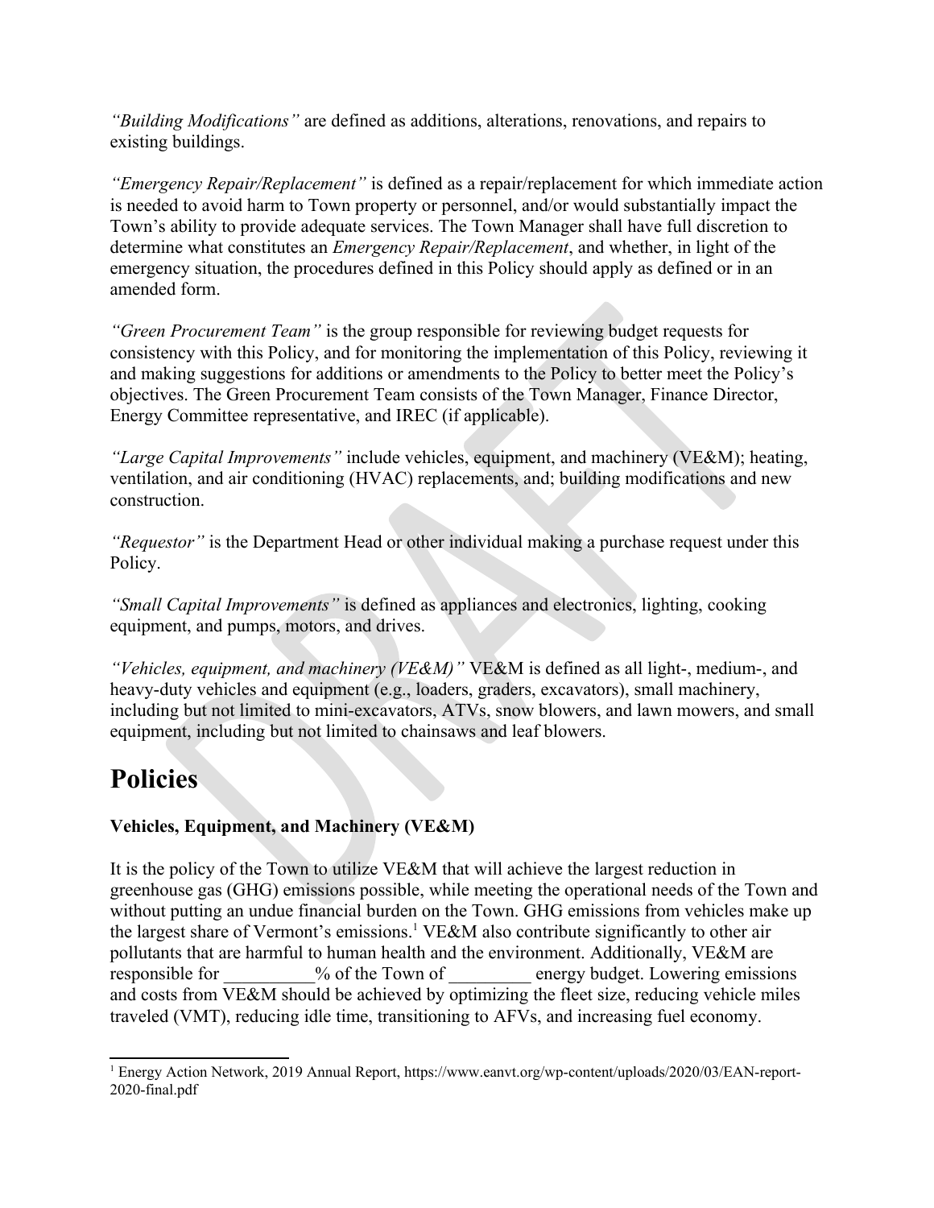*"Building Modifications"* are defined as additions, alterations, renovations, and repairs to existing buildings.

*"Emergency Repair/Replacement"* is defined as a repair/replacement for which immediate action is needed to avoid harm to Town property or personnel, and/or would substantially impact the Town's ability to provide adequate services. The Town Manager shall have full discretion to determine what constitutes an *Emergency Repair/Replacement*, and whether, in light of the emergency situation, the procedures defined in this Policy should apply as defined or in an amended form.

*"Green Procurement Team"* is the group responsible for reviewing budget requests for consistency with this Policy, and for monitoring the implementation of this Policy, reviewing it and making suggestions for additions or amendments to the Policy to better meet the Policy's objectives. The Green Procurement Team consists of the Town Manager, Finance Director, Energy Committee representative, and IREC (if applicable).

*"Large Capital Improvements"* include vehicles, equipment, and machinery (VE&M); heating, ventilation, and air conditioning (HVAC) replacements, and; building modifications and new construction.

*"Requestor"* is the Department Head or other individual making a purchase request under this Policy.

*"Small Capital Improvements"* is defined as appliances and electronics, lighting, cooking equipment, and pumps, motors, and drives.

*"Vehicles, equipment, and machinery (VE&M)"* VE&M is defined as all light-, medium-, and heavy-duty vehicles and equipment (e.g., loaders, graders, excavators), small machinery, including but not limited to mini-excavators, ATVs, snow blowers, and lawn mowers, and small equipment, including but not limited to chainsaws and leaf blowers.

# Policies

**Vehicles, Equipment, and Machinery (VE&M)**

It is the policy of the Town to utilize VE&M that will achieve the largest reduction in greenhouse gas (GHG) emissions possible, while meeting the operational needs of the Town and without putting an undue financial burden on the Town. GHG emissions from vehicles make up the largest share of Vermont's emissions.[1] VE&M also contribute significantly to other air pollutants that are harmful to human health and the environment. Additionally, VE&M are responsible for __________% of the Town of _________ energy budget. Lowering emissions and costs from VE&M should be achieved by optimizing the fleet size, reducing vehicle miles traveled (VMT), reducing idle time, transitioning to AFVs, and increasing fuel economy.

[1] Energy Action Network, 2019 Annual Report, https://www.eanvt.org/wp-content/uploads/2020/03/EAN-report-2020-final.pdf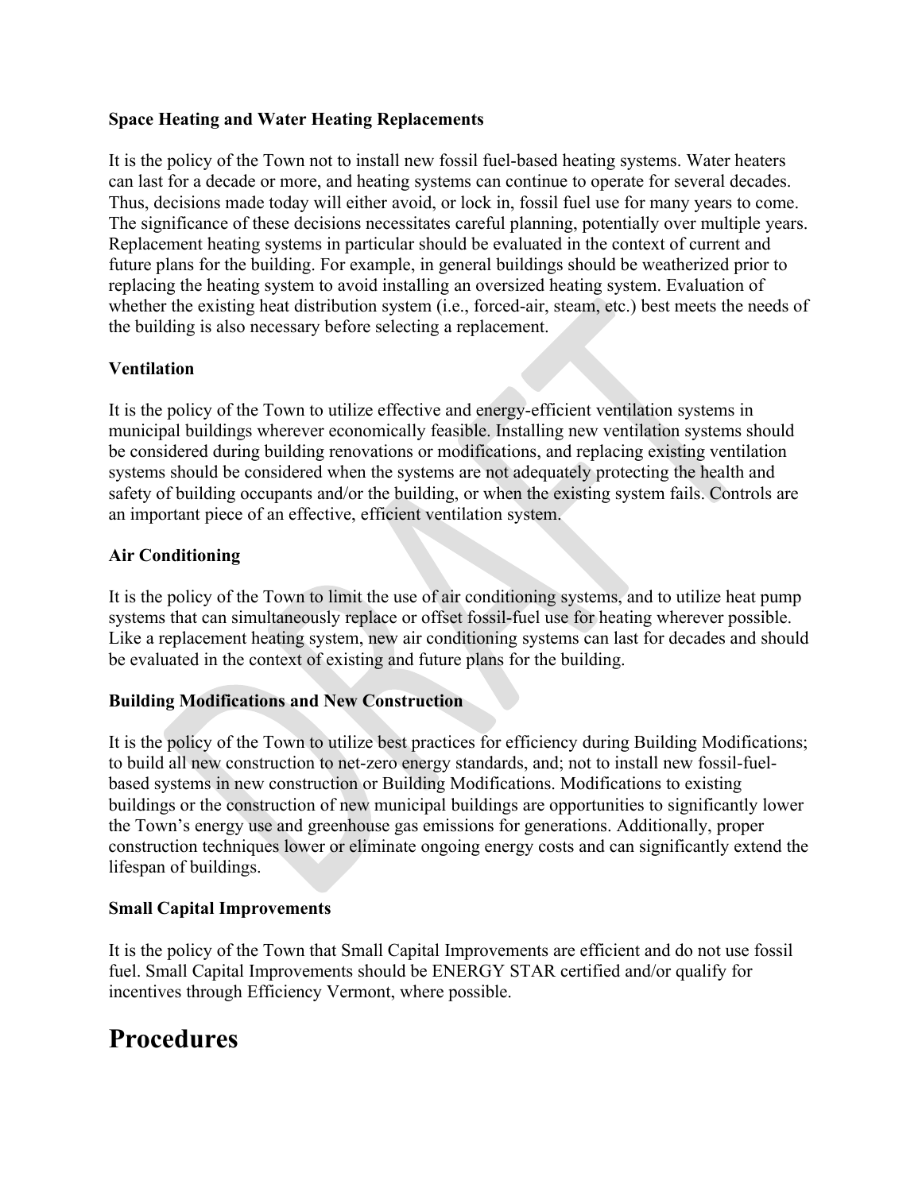**Space Heating and Water Heating Replacements**

It is the policy of the Town not to install new fossil fuel-based heating systems. Water heaters can last for a decade or more, and heating systems can continue to operate for several decades. Thus, decisions made today will either avoid, or lock in, fossil fuel use for many years to come. The significance of these decisions necessitates careful planning, potentially over multiple years. Replacement heating systems in particular should be evaluated in the context of current and future plans for the building. For example, in general buildings should be weatherized prior to replacing the heating system to avoid installing an oversized heating system. Evaluation of whether the existing heat distribution system (i.e., forced-air, steam, etc.) best meets the needs of the building is also necessary before selecting a replacement.

**Ventilation**

It is the policy of the Town to utilize effective and energy-efficient ventilation systems in municipal buildings wherever economically feasible. Installing new ventilation systems should be considered during building renovations or modifications, and replacing existing ventilation systems should be considered when the systems are not adequately protecting the health and safety of building occupants and/or the building, or when the existing system fails. Controls are an important piece of an effective, efficient ventilation system.

**Air Conditioning**

It is the policy of the Town to limit the use of air conditioning systems, and to utilize heat pump systems that can simultaneously replace or offset fossil-fuel use for heating wherever possible. Like a replacement heating system, new air conditioning systems can last for decades and should be evaluated in the context of existing and future plans for the building.

**Building Modifications and New Construction**

It is the policy of the Town to utilize best practices for efficiency during Building Modifications; to build all new construction to net-zero energy standards, and; not to install new fossil-fuel-based systems in new construction or Building Modifications. Modifications to existing buildings or the construction of new municipal buildings are opportunities to significantly lower the Town's energy use and greenhouse gas emissions for generations. Additionally, proper construction techniques lower or eliminate ongoing energy costs and can significantly extend the lifespan of buildings.

**Small Capital Improvements**

It is the policy of the Town that Small Capital Improvements are efficient and do not use fossil fuel. Small Capital Improvements should be ENERGY STAR certified and/or qualify for incentives through Efficiency Vermont, where possible.

# Procedures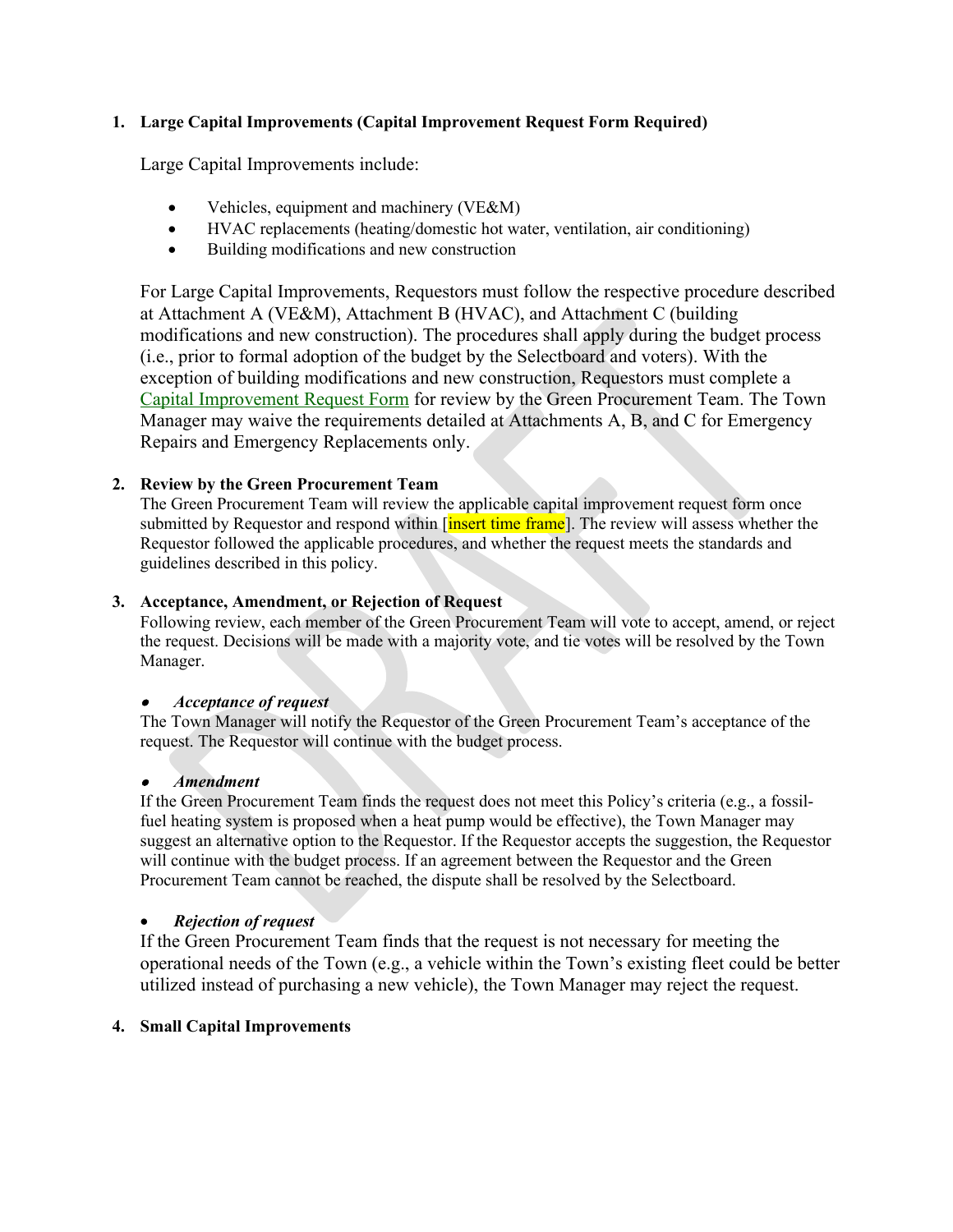1. **Large Capital Improvements (Capital Improvement Request Form Required)**

   Large Capital Improvements include:

   - Vehicles, equipment and machinery (VE&M)
   - HVAC replacements (heating/domestic hot water, ventilation, air conditioning)
   - Building modifications and new construction

   For Large Capital Improvements, Requestors must follow the respective procedure described at Attachment A (VE&M), Attachment B (HVAC), and Attachment C (building modifications and new construction). The procedures shall apply during the budget process (i.e., prior to formal adoption of the budget by the Selectboard and voters). With the exception of building modifications and new construction, Requestors must complete a Capital Improvement Request Form for review by the Green Procurement Team. The Town Manager may waive the requirements detailed at Attachments A, B, and C for Emergency Repairs and Emergency Replacements only.

2. **Review by the Green Procurement Team**
   The Green Procurement Team will review the applicable capital improvement request form once submitted by Requestor and respond within [insert time frame]. The review will assess whether the Requestor followed the applicable procedures, and whether the request meets the standards and guidelines described in this policy.

3. **Acceptance, Amendment, or Rejection of Request**
   Following review, each member of the Green Procurement Team will vote to accept, amend, or reject the request. Decisions will be made with a majority vote, and tie votes will be resolved by the Town Manager.

   - ***Acceptance of request***

   The Town Manager will notify the Requestor of the Green Procurement Team's acceptance of the request. The Requestor will continue with the budget process.

   - ***Amendment***

   If the Green Procurement Team finds the request does not meet this Policy's criteria (e.g., a fossil-fuel heating system is proposed when a heat pump would be effective), the Town Manager may suggest an alternative option to the Requestor. If the Requestor accepts the suggestion, the Requestor will continue with the budget process. If an agreement between the Requestor and the Green Procurement Team cannot be reached, the dispute shall be resolved by the Selectboard.

   - ***Rejection of request***

   If the Green Procurement Team finds that the request is not necessary for meeting the operational needs of the Town (e.g., a vehicle within the Town's existing fleet could be better utilized instead of purchasing a new vehicle), the Town Manager may reject the request.

4. **Small Capital Improvements**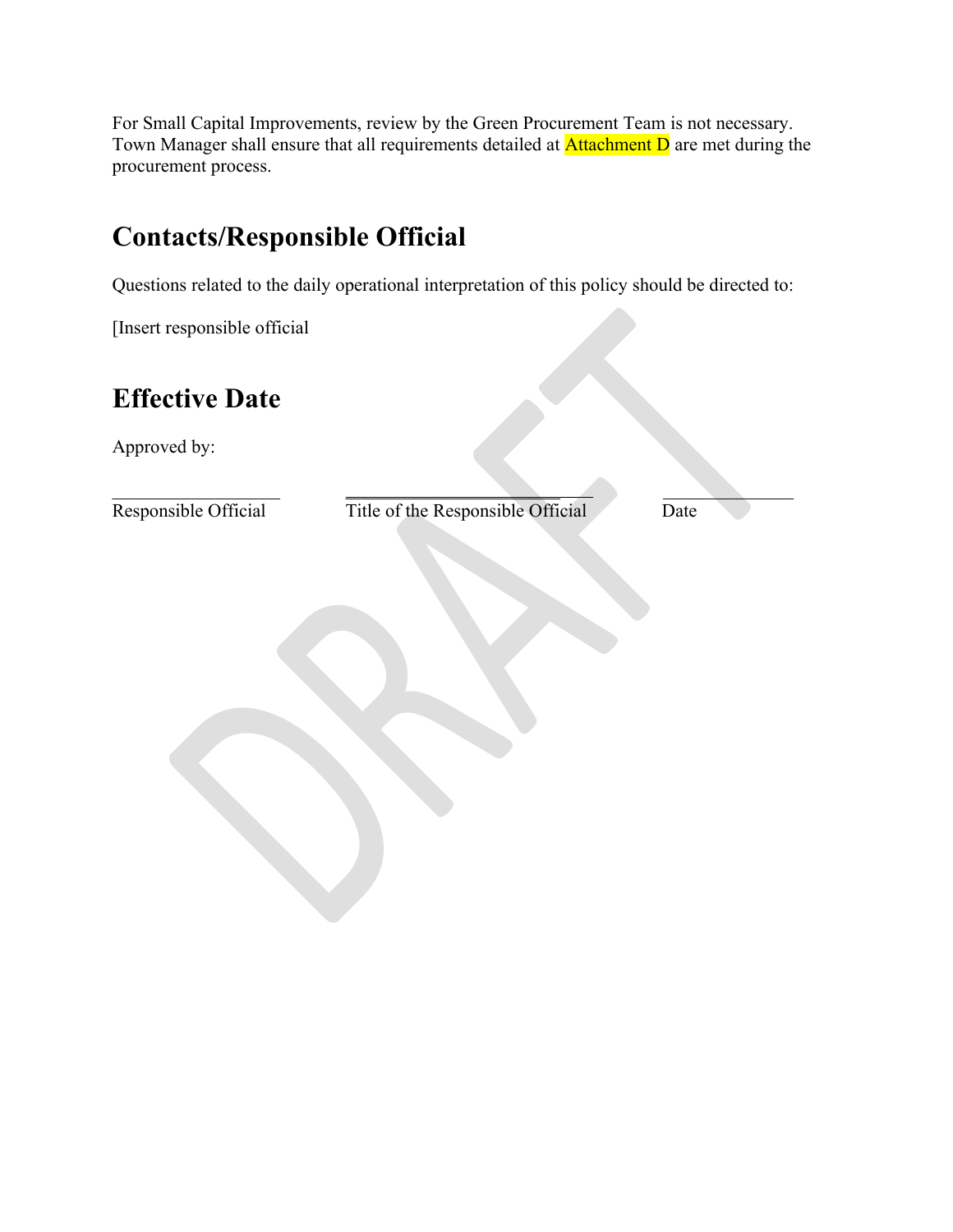For Small Capital Improvements, review by the Green Procurement Team is not necessary. Town Manager shall ensure that all requirements detailed at Attachment D are met during the procurement process.

## Contacts/Responsible Official

Questions related to the daily operational interpretation of this policy should be directed to:

[Insert responsible official

## Effective Date

Approved by:

| \_\_\_\_\_\_\_\_\_\_\_\_\_\_\_\_\_\_\_\_ | \_\_\_\_\_\_\_\_\_\_\_\_\_\_\_\_\_\_\_\_\_\_\_\_\_\_\_\_\_\_ | \_\_\_\_\_\_\_\_\_\_\_\_\_\_\_\_ |
|---|---|---|
| Responsible Official | Title of the Responsible Official | Date |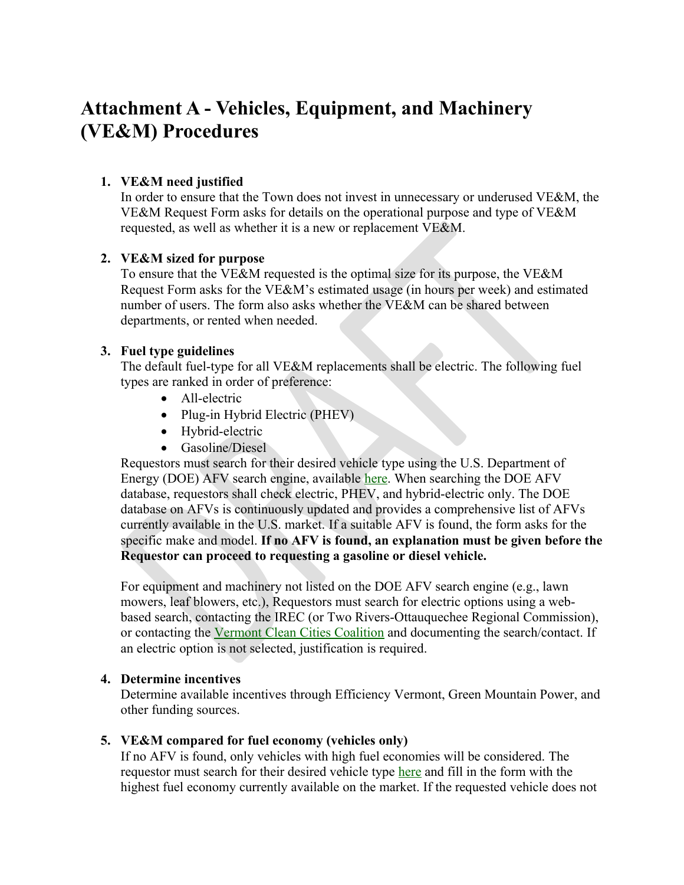# Attachment A - Vehicles, Equipment, and Machinery (VE&M) Procedures

1. **VE&M need justified**
   In order to ensure that the Town does not invest in unnecessary or underused VE&M, the VE&M Request Form asks for details on the operational purpose and type of VE&M requested, as well as whether it is a new or replacement VE&M.

2. **VE&M sized for purpose**
   To ensure that the VE&M requested is the optimal size for its purpose, the VE&M Request Form asks for the VE&M's estimated usage (in hours per week) and estimated number of users. The form also asks whether the VE&M can be shared between departments, or rented when needed.

3. **Fuel type guidelines**
   The default fuel-type for all VE&M replacements shall be electric. The following fuel types are ranked in order of preference:
   - All-electric
   - Plug-in Hybrid Electric (PHEV)
   - Hybrid-electric
   - Gasoline/Diesel

   Requestors must search for their desired vehicle type using the U.S. Department of Energy (DOE) AFV search engine, available here. When searching the DOE AFV database, requestors shall check electric, PHEV, and hybrid-electric only. The DOE database on AFVs is continuously updated and provides a comprehensive list of AFVs currently available in the U.S. market. If a suitable AFV is found, the form asks for the specific make and model. **If no AFV is found, an explanation must be given before the Requestor can proceed to requesting a gasoline or diesel vehicle.**

   For equipment and machinery not listed on the DOE AFV search engine (e.g., lawn mowers, leaf blowers, etc.), Requestors must search for electric options using a web-based search, contacting the IREC (or Two Rivers-Ottauquechee Regional Commission), or contacting the Vermont Clean Cities Coalition and documenting the search/contact. If an electric option is not selected, justification is required.

4. **Determine incentives**
   Determine available incentives through Efficiency Vermont, Green Mountain Power, and other funding sources.

5. **VE&M compared for fuel economy (vehicles only)**
   If no AFV is found, only vehicles with high fuel economies will be considered. The requestor must search for their desired vehicle type here and fill in the form with the highest fuel economy currently available on the market. If the requested vehicle does not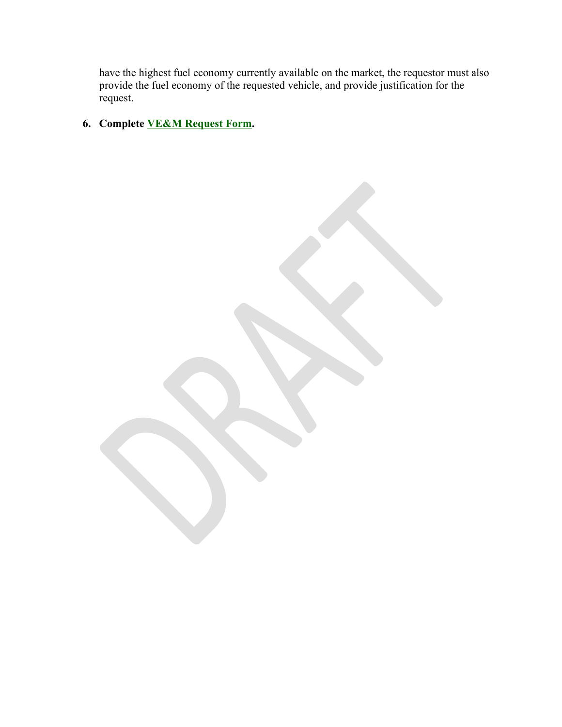have the highest fuel economy currently available on the market, the requestor must also provide the fuel economy of the requested vehicle, and provide justification for the request.

6. **Complete VE&M Request Form.**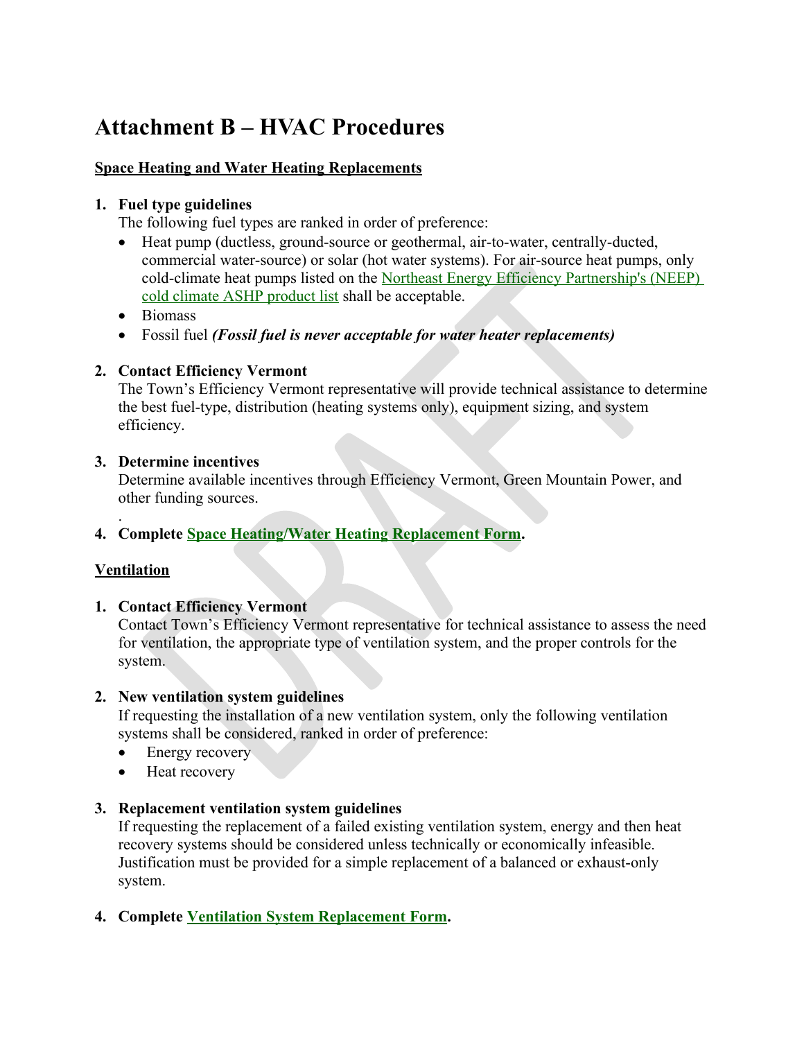# Attachment B – HVAC Procedures

**Space Heating and Water Heating Replacements**

1. **Fuel type guidelines**
   The following fuel types are ranked in order of preference:
   - Heat pump (ductless, ground-source or geothermal, air-to-water, centrally-ducted, commercial water-source) or solar (hot water systems). For air-source heat pumps, only cold-climate heat pumps listed on the Northeast Energy Efficiency Partnership's (NEEP) cold climate ASHP product list shall be acceptable.
   - Biomass
   - Fossil fuel ***(Fossil fuel is never acceptable for water heater replacements)***

2. **Contact Efficiency Vermont**
   The Town's Efficiency Vermont representative will provide technical assistance to determine the best fuel-type, distribution (heating systems only), equipment sizing, and system efficiency.

3. **Determine incentives**
   Determine available incentives through Efficiency Vermont, Green Mountain Power, and other funding sources.
   .

4. **Complete Space Heating/Water Heating Replacement Form.**

**Ventilation**

1. **Contact Efficiency Vermont**
   Contact Town's Efficiency Vermont representative for technical assistance to assess the need for ventilation, the appropriate type of ventilation system, and the proper controls for the system.

2. **New ventilation system guidelines**
   If requesting the installation of a new ventilation system, only the following ventilation systems shall be considered, ranked in order of preference:
   - Energy recovery
   - Heat recovery

3. **Replacement ventilation system guidelines**
   If requesting the replacement of a failed existing ventilation system, energy and then heat recovery systems should be considered unless technically or economically infeasible. Justification must be provided for a simple replacement of a balanced or exhaust-only system.

4. **Complete Ventilation System Replacement Form.**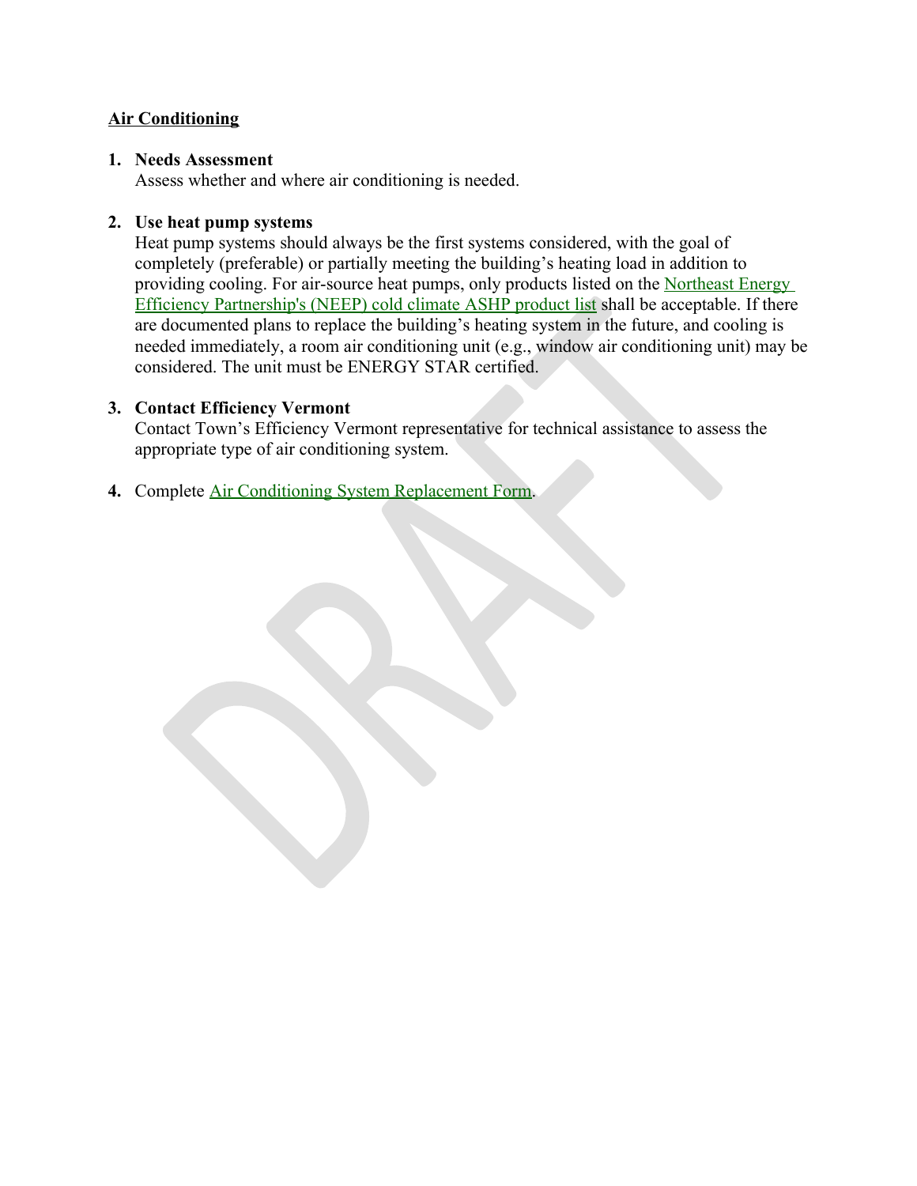**Air Conditioning**

1. **Needs Assessment**
   Assess whether and where air conditioning is needed.

2. **Use heat pump systems**
   Heat pump systems should always be the first systems considered, with the goal of completely (preferable) or partially meeting the building's heating load in addition to providing cooling. For air-source heat pumps, only products listed on the Northeast Energy Efficiency Partnership's (NEEP) cold climate ASHP product list shall be acceptable. If there are documented plans to replace the building's heating system in the future, and cooling is needed immediately, a room air conditioning unit (e.g., window air conditioning unit) may be considered. The unit must be ENERGY STAR certified.

3. **Contact Efficiency Vermont**
   Contact Town's Efficiency Vermont representative for technical assistance to assess the appropriate type of air conditioning system.

4. Complete Air Conditioning System Replacement Form.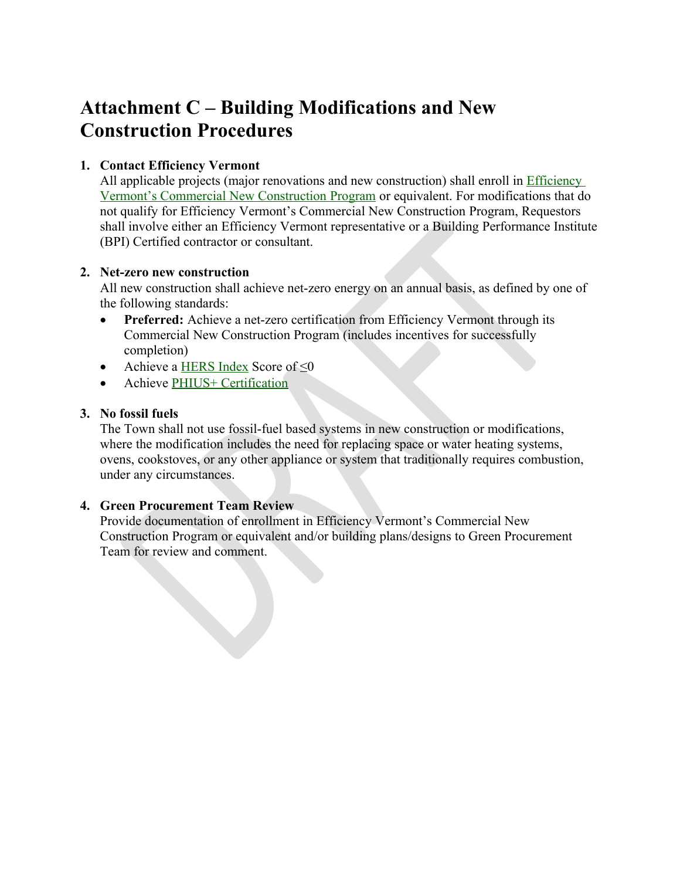# Attachment C – Building Modifications and New Construction Procedures

1. **Contact Efficiency Vermont**
   All applicable projects (major renovations and new construction) shall enroll in Efficiency Vermont's Commercial New Construction Program or equivalent. For modifications that do not qualify for Efficiency Vermont's Commercial New Construction Program, Requestors shall involve either an Efficiency Vermont representative or a Building Performance Institute (BPI) Certified contractor or consultant.

2. **Net-zero new construction**
   All new construction shall achieve net-zero energy on an annual basis, as defined by one of the following standards:
   - **Preferred:** Achieve a net-zero certification from Efficiency Vermont through its Commercial New Construction Program (includes incentives for successfully completion)
   - Achieve a HERS Index Score of ≤0
   - Achieve PHIUS+ Certification

3. **No fossil fuels**
   The Town shall not use fossil-fuel based systems in new construction or modifications, where the modification includes the need for replacing space or water heating systems, ovens, cookstoves, or any other appliance or system that traditionally requires combustion, under any circumstances.

4. **Green Procurement Team Review**
   Provide documentation of enrollment in Efficiency Vermont's Commercial New Construction Program or equivalent and/or building plans/designs to Green Procurement Team for review and comment.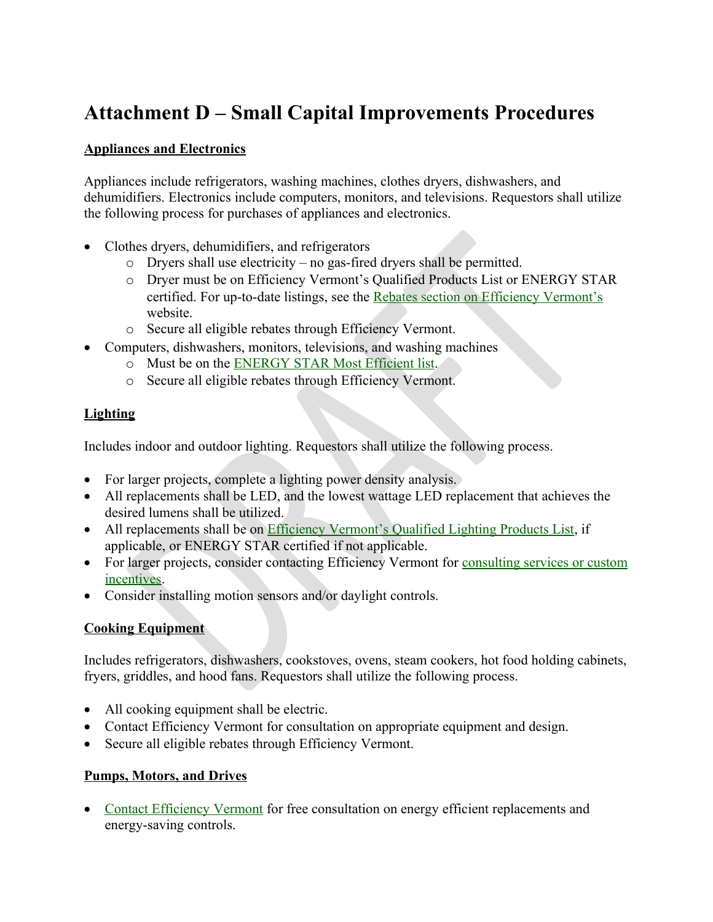# Attachment D – Small Capital Improvements Procedures

**Appliances and Electronics**

Appliances include refrigerators, washing machines, clothes dryers, dishwashers, and dehumidifiers. Electronics include computers, monitors, and televisions. Requestors shall utilize the following process for purchases of appliances and electronics.

- Clothes dryers, dehumidifiers, and refrigerators
  - Dryers shall use electricity – no gas-fired dryers shall be permitted.
  - Dryer must be on Efficiency Vermont's Qualified Products List or ENERGY STAR certified. For up-to-date listings, see the Rebates section on Efficiency Vermont's website.
  - Secure all eligible rebates through Efficiency Vermont.
- Computers, dishwashers, monitors, televisions, and washing machines
  - Must be on the ENERGY STAR Most Efficient list.
  - Secure all eligible rebates through Efficiency Vermont.

**Lighting**

Includes indoor and outdoor lighting. Requestors shall utilize the following process.

- For larger projects, complete a lighting power density analysis.
- All replacements shall be LED, and the lowest wattage LED replacement that achieves the desired lumens shall be utilized.
- All replacements shall be on Efficiency Vermont's Qualified Lighting Products List, if applicable, or ENERGY STAR certified if not applicable.
- For larger projects, consider contacting Efficiency Vermont for consulting services or custom incentives.
- Consider installing motion sensors and/or daylight controls.

**Cooking Equipment**

Includes refrigerators, dishwashers, cookstoves, ovens, steam cookers, hot food holding cabinets, fryers, griddles, and hood fans. Requestors shall utilize the following process.

- All cooking equipment shall be electric.
- Contact Efficiency Vermont for consultation on appropriate equipment and design.
- Secure all eligible rebates through Efficiency Vermont.

**Pumps, Motors, and Drives**

- Contact Efficiency Vermont for free consultation on energy efficient replacements and energy-saving controls.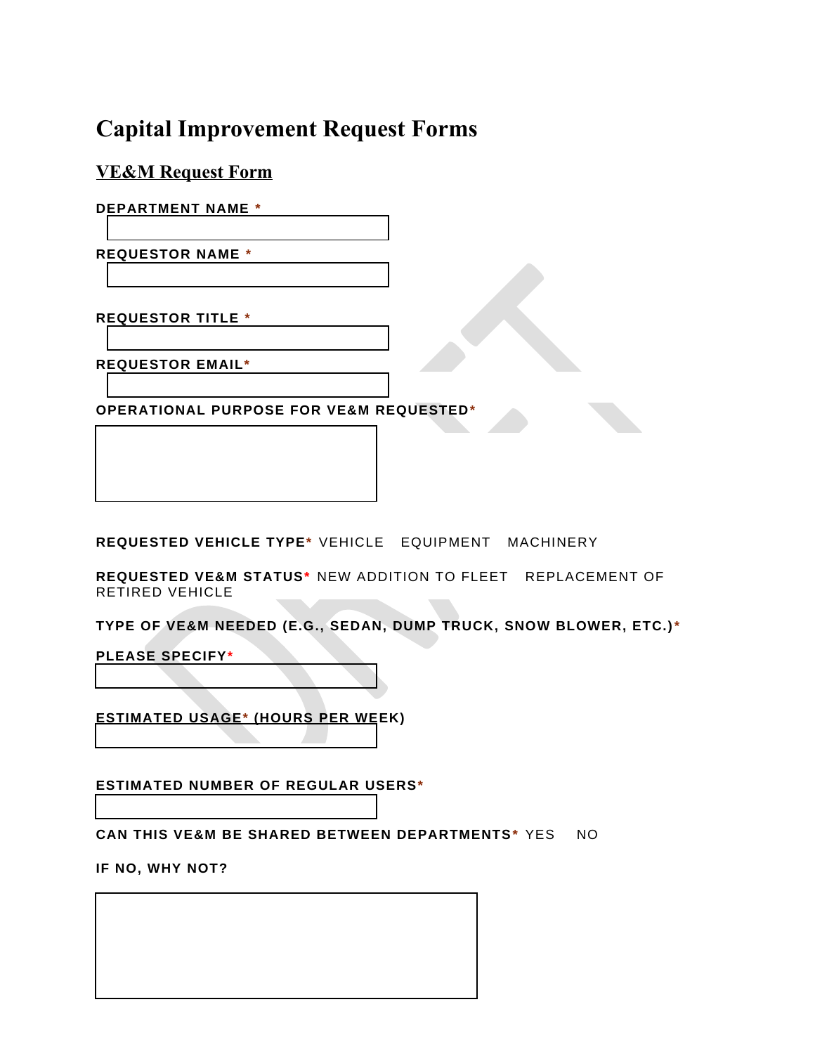# Capital Improvement Request Forms

## VE&M Request Form

**DEPARTMENT NAME** *

**REQUESTOR NAME** *

**REQUESTOR TITLE** *

**REQUESTOR EMAIL***

**OPERATIONAL PURPOSE FOR VE&M REQUESTED***

**REQUESTED VEHICLE TYPE*** VEHICLE EQUIPMENT MACHINERY

**REQUESTED VE&M STATUS*** NEW ADDITION TO FLEET REPLACEMENT OF RETIRED VEHICLE

**TYPE OF VE&M NEEDED (E.G., SEDAN, DUMP TRUCK, SNOW BLOWER, ETC.)***

**PLEASE SPECIFY***

**ESTIMATED USAGE* (HOURS PER WEEK)**

**ESTIMATED NUMBER OF REGULAR USERS***

**CAN THIS VE&M BE SHARED BETWEEN DEPARTMENTS*** YES NO

**IF NO, WHY NOT?**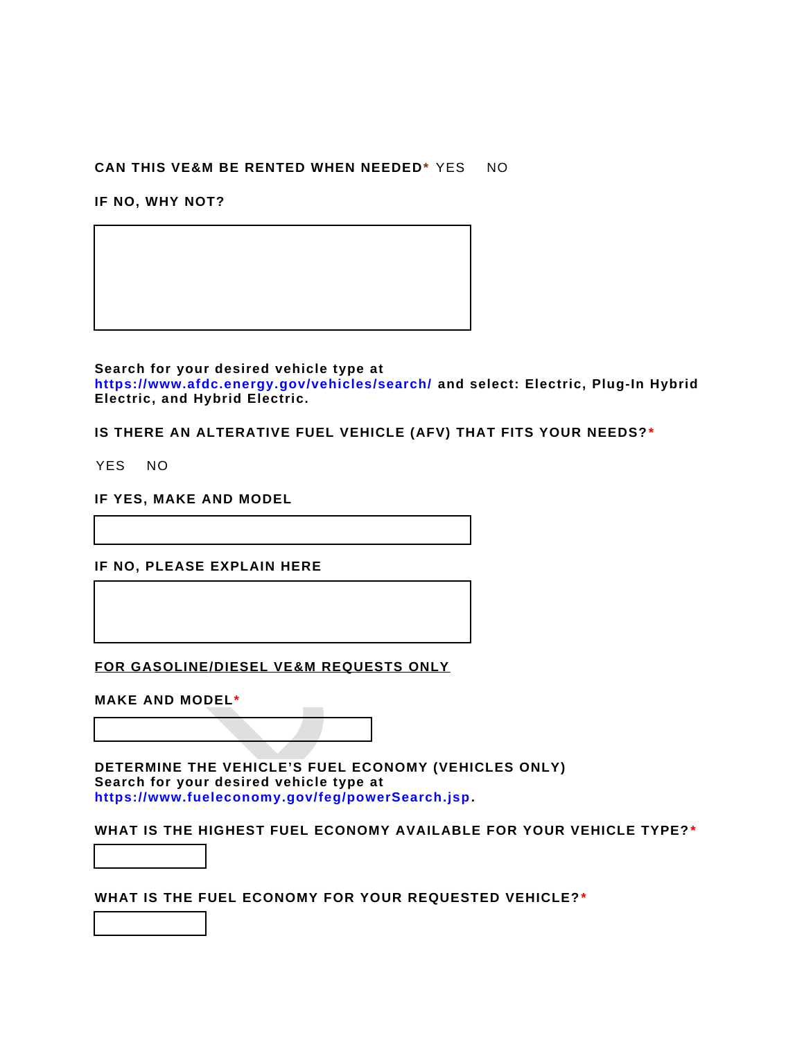**CAN THIS VE&M BE RENTED WHEN NEEDED*** YES NO

**IF NO, WHY NOT?**

&nbsp;

**Search for your desired vehicle type at https://www.afdc.energy.gov/vehicles/search/ and select: Electric, Plug-In Hybrid Electric, and Hybrid Electric.**

**IS THERE AN ALTERATIVE FUEL VEHICLE (AFV) THAT FITS YOUR NEEDS?***

YES NO

**IF YES, MAKE AND MODEL**

&nbsp;

**IF NO, PLEASE EXPLAIN HERE**

&nbsp;

**<u>FOR GASOLINE/DIESEL VE&M REQUESTS ONLY</u>**

**MAKE AND MODEL***

&nbsp;

**DETERMINE THE VEHICLE'S FUEL ECONOMY (VEHICLES ONLY)**
**Search for your desired vehicle type at https://www.fueleconomy.gov/feg/powerSearch.jsp.**

**WHAT IS THE HIGHEST FUEL ECONOMY AVAILABLE FOR YOUR VEHICLE TYPE?***

&nbsp;

**WHAT IS THE FUEL ECONOMY FOR YOUR REQUESTED VEHICLE?***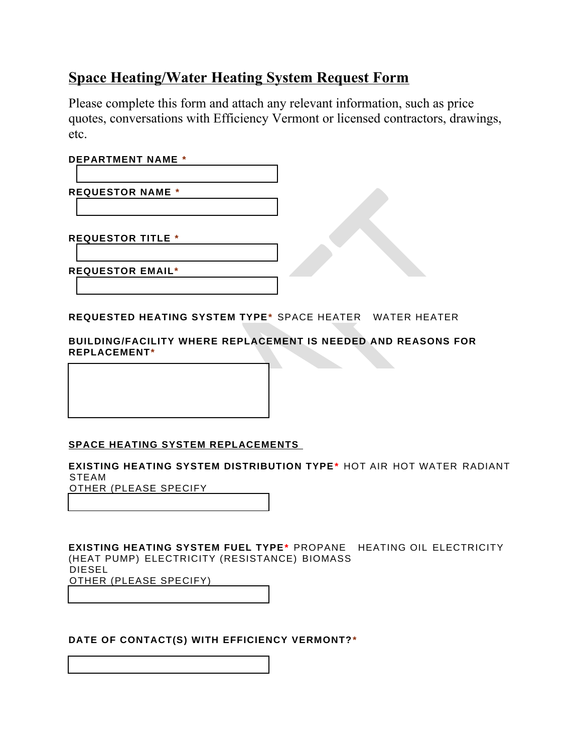# Space Heating/Water Heating System Request Form

Please complete this form and attach any relevant information, such as price quotes, conversations with Efficiency Vermont or licensed contractors, drawings, etc.

**DEPARTMENT NAME** *

**REQUESTOR NAME** *

**REQUESTOR TITLE** *

**REQUESTOR EMAIL***

**REQUESTED HEATING SYSTEM TYPE*** SPACE HEATER WATER HEATER

**BUILDING/FACILITY WHERE REPLACEMENT IS NEEDED AND REASONS FOR REPLACEMENT***

## SPACE HEATING SYSTEM REPLACEMENTS

**EXISTING HEATING SYSTEM DISTRIBUTION TYPE*** HOT AIR HOT WATER RADIANT STEAM
OTHER (PLEASE SPECIFY

**EXISTING HEATING SYSTEM FUEL TYPE*** PROPANE HEATING OIL ELECTRICITY (HEAT PUMP) ELECTRICITY (RESISTANCE) BIOMASS DIESEL
OTHER (PLEASE SPECIFY)

**DATE OF CONTACT(S) WITH EFFICIENCY VERMONT?***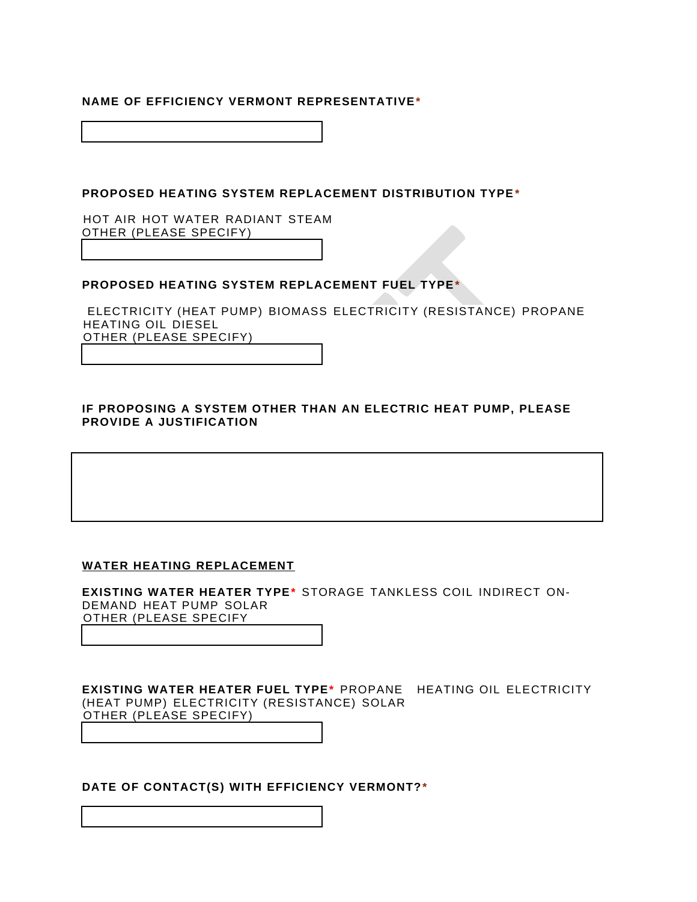**NAME OF EFFICIENCY VERMONT REPRESENTATIVE***

**PROPOSED HEATING SYSTEM REPLACEMENT DISTRIBUTION TYPE***

HOT AIR HOT WATER RADIANT STEAM
OTHER (PLEASE SPECIFY)

**PROPOSED HEATING SYSTEM REPLACEMENT FUEL TYPE***

ELECTRICITY (HEAT PUMP) BIOMASS ELECTRICITY (RESISTANCE) PROPANE
HEATING OIL DIESEL
OTHER (PLEASE SPECIFY)

**IF PROPOSING A SYSTEM OTHER THAN AN ELECTRIC HEAT PUMP, PLEASE PROVIDE A JUSTIFICATION**

**WATER HEATING REPLACEMENT**

**EXISTING WATER HEATER TYPE*** STORAGE TANKLESS COIL INDIRECT ON-DEMAND HEAT PUMP SOLAR
OTHER (PLEASE SPECIFY

**EXISTING WATER HEATER FUEL TYPE*** PROPANE HEATING OIL ELECTRICITY (HEAT PUMP) ELECTRICITY (RESISTANCE) SOLAR
OTHER (PLEASE SPECIFY)

**DATE OF CONTACT(S) WITH EFFICIENCY VERMONT?***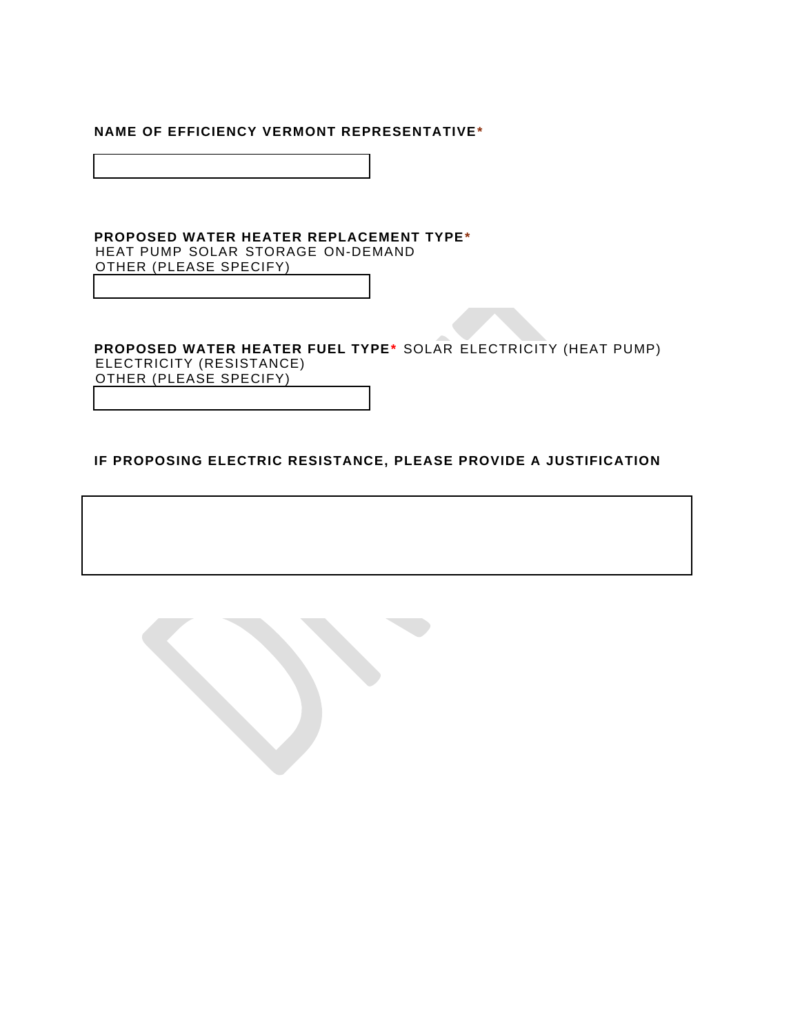**NAME OF EFFICIENCY VERMONT REPRESENTATIVE***

**PROPOSED WATER HEATER REPLACEMENT TYPE***

HEAT PUMP SOLAR STORAGE ON-DEMAND

OTHER (PLEASE SPECIFY)

**PROPOSED WATER HEATER FUEL TYPE*** SOLAR ELECTRICITY (HEAT PUMP)

ELECTRICITY (RESISTANCE)

OTHER (PLEASE SPECIFY)

**IF PROPOSING ELECTRIC RESISTANCE, PLEASE PROVIDE A JUSTIFICATION**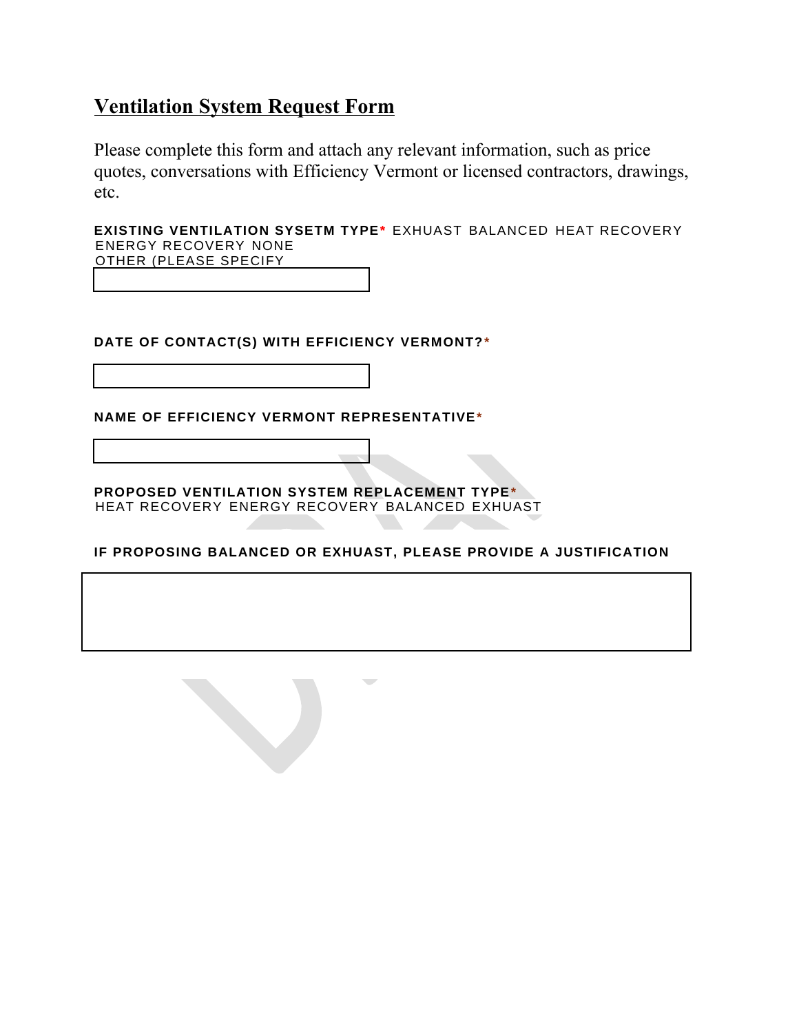## Ventilation System Request Form

Please complete this form and attach any relevant information, such as price quotes, conversations with Efficiency Vermont or licensed contractors, drawings, etc.

**EXISTING VENTILATION SYSETM TYPE*** EXHUAST BALANCED HEAT RECOVERY ENERGY RECOVERY NONE
OTHER (PLEASE SPECIFY

**DATE OF CONTACT(S) WITH EFFICIENCY VERMONT?***

**NAME OF EFFICIENCY VERMONT REPRESENTATIVE***

**PROPOSED VENTILATION SYSTEM REPLACEMENT TYPE***
HEAT RECOVERY ENERGY RECOVERY BALANCED EXHUAST

**IF PROPOSING BALANCED OR EXHUAST, PLEASE PROVIDE A JUSTIFICATION**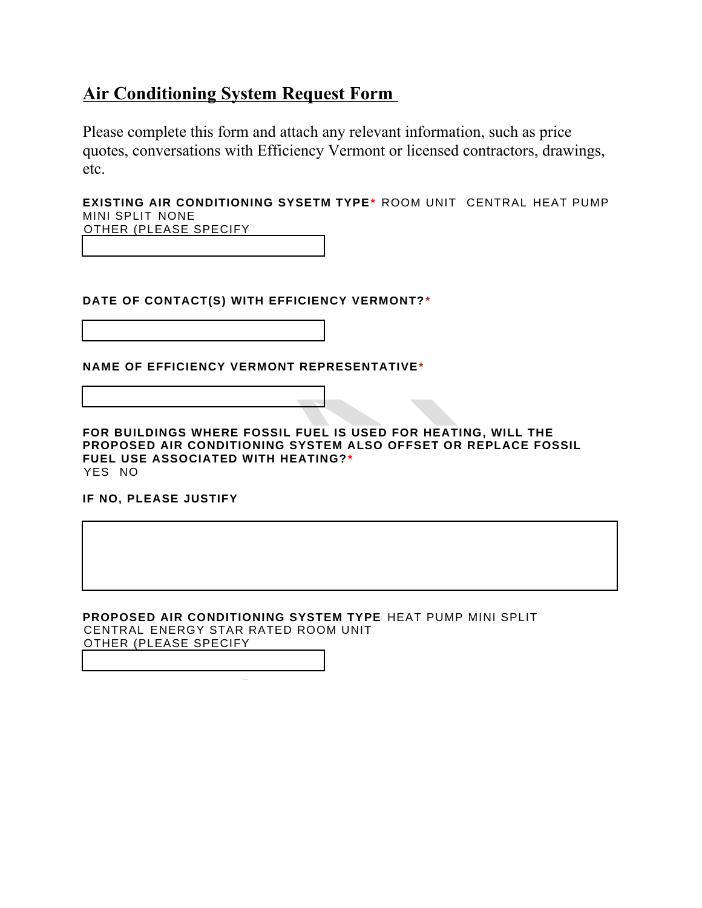# Air Conditioning System Request Form

Please complete this form and attach any relevant information, such as price quotes, conversations with Efficiency Vermont or licensed contractors, drawings, etc.

**EXISTING AIR CONDITIONING SYSETM TYPE*** ROOM UNIT CENTRAL HEAT PUMP MINI SPLIT NONE
OTHER (PLEASE SPECIFY

**DATE OF CONTACT(S) WITH EFFICIENCY VERMONT?***

**NAME OF EFFICIENCY VERMONT REPRESENTATIVE***

**FOR BUILDINGS WHERE FOSSIL FUEL IS USED FOR HEATING, WILL THE PROPOSED AIR CONDITIONING SYSTEM ALSO OFFSET OR REPLACE FOSSIL FUEL USE ASSOCIATED WITH HEATING?***
YES NO

**IF NO, PLEASE JUSTIFY**

**PROPOSED AIR CONDITIONING SYSTEM TYPE** HEAT PUMP MINI SPLIT
CENTRAL ENERGY STAR RATED ROOM UNIT
OTHER (PLEASE SPECIFY